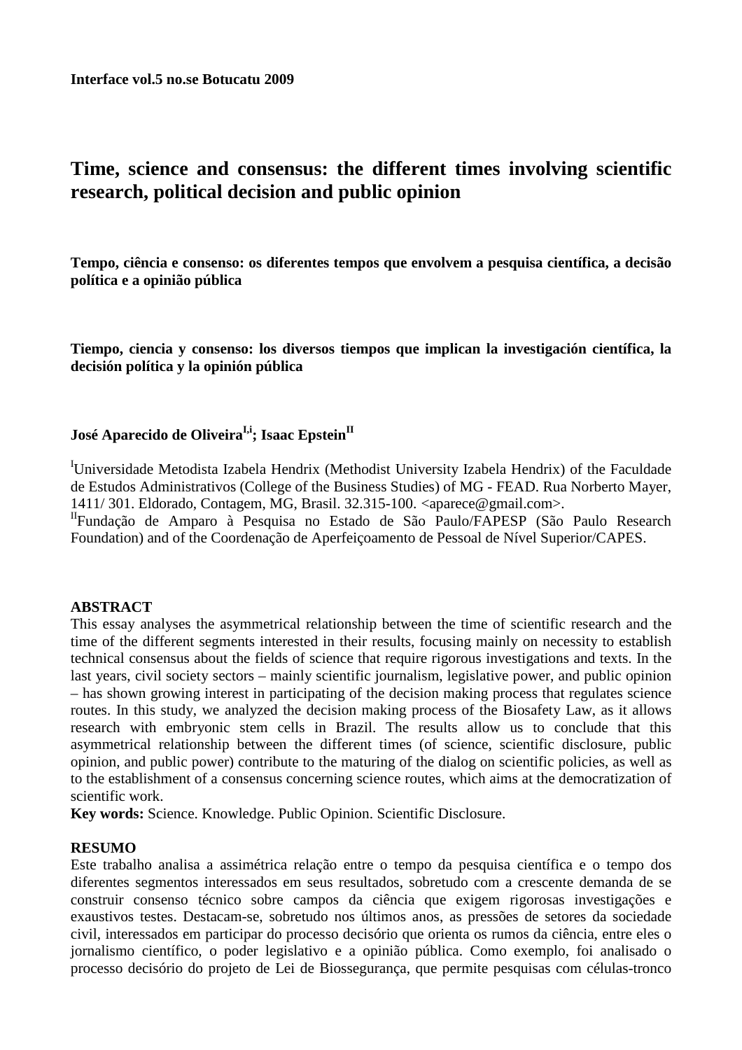**Interface vol.5 no.se Botucatu 2009**

# Time, science and consensus: the different times involving scientific research, political decision and public opinion

**Tempo, ciência e consenso: os diferentes tempos que envolvem a pesquisa científica, a decisão política e a opinião pública**

**Tiempo, ciencia y consenso: los diversos tiempos que implican la investigación científica, la decisión política y la opinión pública**

**José Aparecido de Oliveira[I,i]; Isaac Epstein[II]**

[I]Universidade Metodista Izabela Hendrix (Methodist University Izabela Hendrix) of the Faculdade de Estudos Administrativos (College of the Business Studies) of MG - FEAD. Rua Norberto Mayer, 1411/ 301. Eldorado, Contagem, MG, Brasil. 32.315-100. <aparece@gmail.com>.
[II]Fundação de Amparo à Pesquisa no Estado de São Paulo/FAPESP (São Paulo Research Foundation) and of the Coordenação de Aperfeiçoamento de Pessoal de Nível Superior/CAPES.

## ABSTRACT

This essay analyses the asymmetrical relationship between the time of scientific research and the time of the different segments interested in their results, focusing mainly on necessity to establish technical consensus about the fields of science that require rigorous investigations and texts. In the last years, civil society sectors – mainly scientific journalism, legislative power, and public opinion – has shown growing interest in participating of the decision making process that regulates science routes. In this study, we analyzed the decision making process of the Biosafety Law, as it allows research with embryonic stem cells in Brazil. The results allow us to conclude that this asymmetrical relationship between the different times (of science, scientific disclosure, public opinion, and public power) contribute to the maturing of the dialog on scientific policies, as well as to the establishment of a consensus concerning science routes, which aims at the democratization of scientific work.

**Key words:** Science. Knowledge. Public Opinion. Scientific Disclosure.

## RESUMO

Este trabalho analisa a assimétrica relação entre o tempo da pesquisa científica e o tempo dos diferentes segmentos interessados em seus resultados, sobretudo com a crescente demanda de se construir consenso técnico sobre campos da ciência que exigem rigorosas investigações e exaustivos testes. Destacam-se, sobretudo nos últimos anos, as pressões de setores da sociedade civil, interessados em participar do processo decisório que orienta os rumos da ciência, entre eles o jornalismo científico, o poder legislativo e a opinião pública. Como exemplo, foi analisado o processo decisório do projeto de Lei de Biossegurança, que permite pesquisas com células-tronco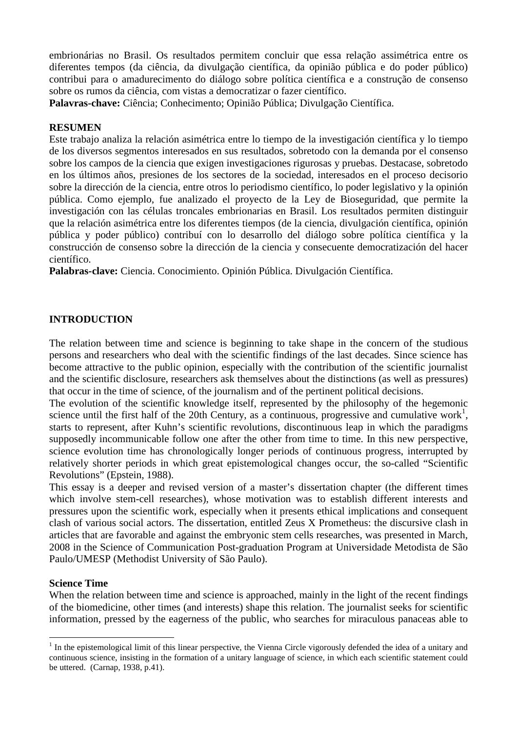embrionárias no Brasil. Os resultados permitem concluir que essa relação assimétrica entre os diferentes tempos (da ciência, da divulgação científica, da opinião pública e do poder público) contribui para o amadurecimento do diálogo sobre política científica e a construção de consenso sobre os rumos da ciência, com vistas a democratizar o fazer científico.

**Palavras-chave:** Ciência; Conhecimento; Opinião Pública; Divulgação Científica.

**RESUMEN**

Este trabajo analiza la relación asimétrica entre lo tiempo de la investigación científica y lo tiempo de los diversos segmentos interesados en sus resultados, sobretodo con la demanda por el consenso sobre los campos de la ciencia que exigen investigaciones rigurosas y pruebas. Destacase, sobretodo en los últimos años, presiones de los sectores de la sociedad, interesados en el proceso decisorio sobre la dirección de la ciencia, entre otros lo periodismo científico, lo poder legislativo y la opinión pública. Como ejemplo, fue analizado el proyecto de la Ley de Bioseguridad, que permite la investigación con las células troncales embrionarias en Brasil. Los resultados permiten distinguir que la relación asimétrica entre los diferentes tiempos (de la ciencia, divulgación científica, opinión pública y poder público) contribuí con lo desarrollo del diálogo sobre política científica y la construcción de consenso sobre la dirección de la ciencia y consecuente democratización del hacer científico.

**Palabras-clave:** Ciencia. Conocimiento. Opinión Pública. Divulgación Científica.

## INTRODUCTION

The relation between time and science is beginning to take shape in the concern of the studious persons and researchers who deal with the scientific findings of the last decades. Since science has become attractive to the public opinion, especially with the contribution of the scientific journalist and the scientific disclosure, researchers ask themselves about the distinctions (as well as pressures) that occur in the time of science, of the journalism and of the pertinent political decisions.

The evolution of the scientific knowledge itself, represented by the philosophy of the hegemonic science until the first half of the 20th Century, as a continuous, progressive and cumulative work[1], starts to represent, after Kuhn's scientific revolutions, discontinuous leap in which the paradigms supposedly incommunicable follow one after the other from time to time. In this new perspective, science evolution time has chronologically longer periods of continuous progress, interrupted by relatively shorter periods in which great epistemological changes occur, the so-called "Scientific Revolutions" (Epstein, 1988).

This essay is a deeper and revised version of a master's dissertation chapter (the different times which involve stem-cell researches), whose motivation was to establish different interests and pressures upon the scientific work, especially when it presents ethical implications and consequent clash of various social actors. The dissertation, entitled Zeus X Prometheus: the discursive clash in articles that are favorable and against the embryonic stem cells researches, was presented in March, 2008 in the Science of Communication Post-graduation Program at Universidade Metodista de São Paulo/UMESP (Methodist University of São Paulo).

### Science Time

When the relation between time and science is approached, mainly in the light of the recent findings of the biomedicine, other times (and interests) shape this relation. The journalist seeks for scientific information, pressed by the eagerness of the public, who searches for miraculous panaceas able to

[1] In the epistemological limit of this linear perspective, the Vienna Circle vigorously defended the idea of a unitary and continuous science, insisting in the formation of a unitary language of science, in which each scientific statement could be uttered. (Carnap, 1938, p.41).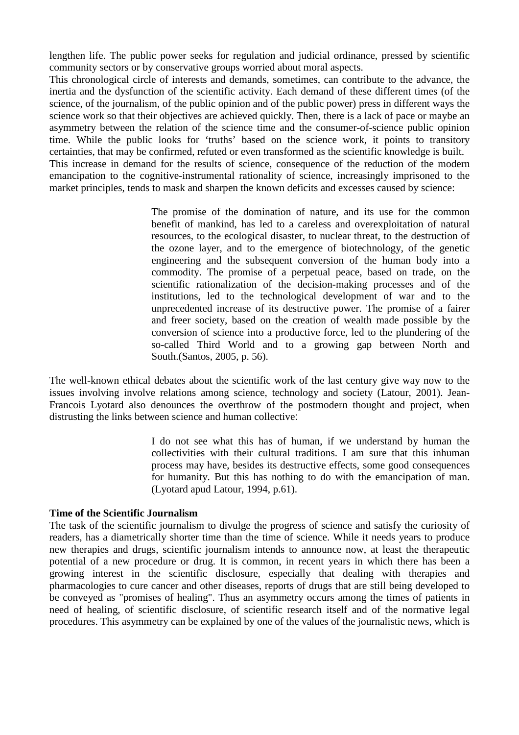lengthen life. The public power seeks for regulation and judicial ordinance, pressed by scientific community sectors or by conservative groups worried about moral aspects.

This chronological circle of interests and demands, sometimes, can contribute to the advance, the inertia and the dysfunction of the scientific activity. Each demand of these different times (of the science, of the journalism, of the public opinion and of the public power) press in different ways the science work so that their objectives are achieved quickly. Then, there is a lack of pace or maybe an asymmetry between the relation of the science time and the consumer-of-science public opinion time. While the public looks for 'truths' based on the science work, it points to transitory certainties, that may be confirmed, refuted or even transformed as the scientific knowledge is built.

This increase in demand for the results of science, consequence of the reduction of the modern emancipation to the cognitive-instrumental rationality of science, increasingly imprisoned to the market principles, tends to mask and sharpen the known deficits and excesses caused by science:

> The promise of the domination of nature, and its use for the common benefit of mankind, has led to a careless and overexploitation of natural resources, to the ecological disaster, to nuclear threat, to the destruction of the ozone layer, and to the emergence of biotechnology, of the genetic engineering and the subsequent conversion of the human body into a commodity. The promise of a perpetual peace, based on trade, on the scientific rationalization of the decision-making processes and of the institutions, led to the technological development of war and to the unprecedented increase of its destructive power. The promise of a fairer and freer society, based on the creation of wealth made possible by the conversion of science into a productive force, led to the plundering of the so-called Third World and to a growing gap between North and South.(Santos, 2005, p. 56).

The well-known ethical debates about the scientific work of the last century give way now to the issues involving involve relations among science, technology and society (Latour, 2001). Jean-Francois Lyotard also denounces the overthrow of the postmodern thought and project, when distrusting the links between science and human collective:

> I do not see what this has of human, if we understand by human the collectivities with their cultural traditions. I am sure that this inhuman process may have, besides its destructive effects, some good consequences for humanity. But this has nothing to do with the emancipation of man. (Lyotard apud Latour, 1994, p.61).

**Time of the Scientific Journalism**

The task of the scientific journalism to divulge the progress of science and satisfy the curiosity of readers, has a diametrically shorter time than the time of science. While it needs years to produce new therapies and drugs, scientific journalism intends to announce now, at least the therapeutic potential of a new procedure or drug. It is common, in recent years in which there has been a growing interest in the scientific disclosure, especially that dealing with therapies and pharmacologies to cure cancer and other diseases, reports of drugs that are still being developed to be conveyed as "promises of healing". Thus an asymmetry occurs among the times of patients in need of healing, of scientific disclosure, of scientific research itself and of the normative legal procedures. This asymmetry can be explained by one of the values of the journalistic news, which is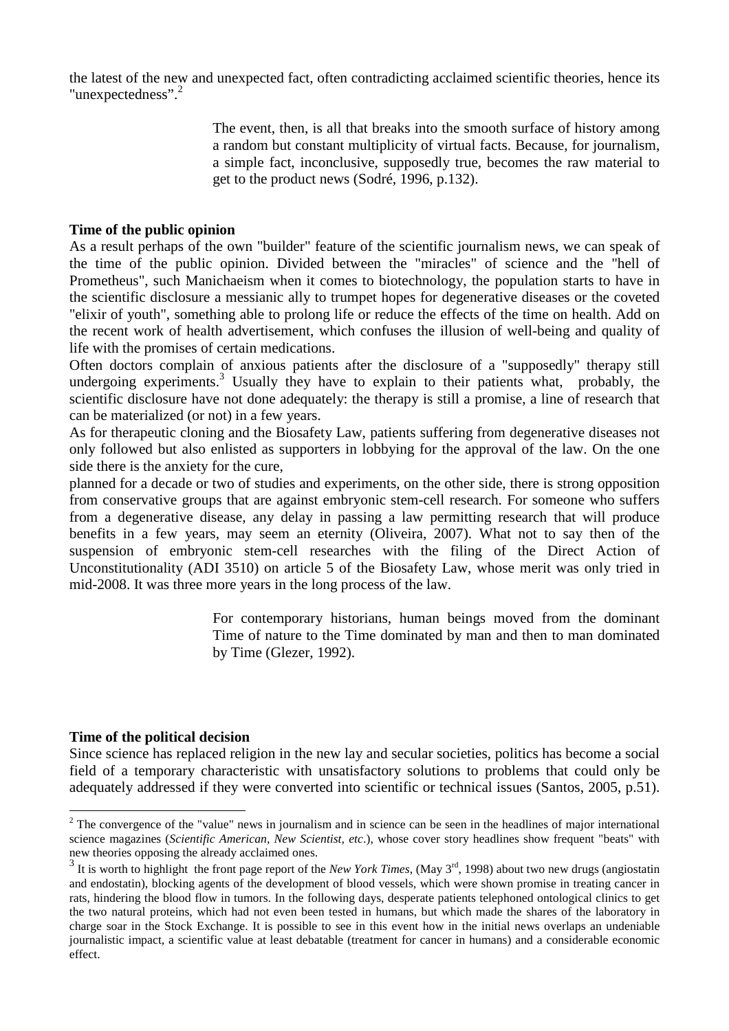the latest of the new and unexpected fact, often contradicting acclaimed scientific theories, hence its "unexpectedness".[2]

> The event, then, is all that breaks into the smooth surface of history among a random but constant multiplicity of virtual facts. Because, for journalism, a simple fact, inconclusive, supposedly true, becomes the raw material to get to the product news (Sodré, 1996, p.132).

**Time of the public opinion**

As a result perhaps of the own "builder" feature of the scientific journalism news, we can speak of the time of the public opinion. Divided between the "miracles" of science and the "hell of Prometheus", such Manichaeism when it comes to biotechnology, the population starts to have in the scientific disclosure a messianic ally to trumpet hopes for degenerative diseases or the coveted "elixir of youth", something able to prolong life or reduce the effects of the time on health. Add on the recent work of health advertisement, which confuses the illusion of well-being and quality of life with the promises of certain medications.

Often doctors complain of anxious patients after the disclosure of a "supposedly" therapy still undergoing experiments.[3] Usually they have to explain to their patients what, probably, the scientific disclosure have not done adequately: the therapy is still a promise, a line of research that can be materialized (or not) in a few years.

As for therapeutic cloning and the Biosafety Law, patients suffering from degenerative diseases not only followed but also enlisted as supporters in lobbying for the approval of the law. On the one side there is the anxiety for the cure,

planned for a decade or two of studies and experiments, on the other side, there is strong opposition from conservative groups that are against embryonic stem-cell research. For someone who suffers from a degenerative disease, any delay in passing a law permitting research that will produce benefits in a few years, may seem an eternity (Oliveira, 2007). What not to say then of the suspension of embryonic stem-cell researches with the filing of the Direct Action of Unconstitutionality (ADI 3510) on article 5 of the Biosafety Law, whose merit was only tried in mid-2008. It was three more years in the long process of the law.

> For contemporary historians, human beings moved from the dominant Time of nature to the Time dominated by man and then to man dominated by Time (Glezer, 1992).

**Time of the political decision**

Since science has replaced religion in the new lay and secular societies, politics has become a social field of a temporary characteristic with unsatisfactory solutions to problems that could only be adequately addressed if they were converted into scientific or technical issues (Santos, 2005, p.51).

---

[2] The convergence of the "value" news in journalism and in science can be seen in the headlines of major international science magazines (*Scientific American, New Scientist, etc*.), whose cover story headlines show frequent "beats" with new theories opposing the already acclaimed ones.

[3] It is worth to highlight the front page report of the *New York Times*, (May 3rd, 1998) about two new drugs (angiostatin and endostatin), blocking agents of the development of blood vessels, which were shown promise in treating cancer in rats, hindering the blood flow in tumors. In the following days, desperate patients telephoned ontological clinics to get the two natural proteins, which had not even been tested in humans, but which made the shares of the laboratory in charge soar in the Stock Exchange. It is possible to see in this event how in the initial news overlaps an undeniable journalistic impact, a scientific value at least debatable (treatment for cancer in humans) and a considerable economic effect.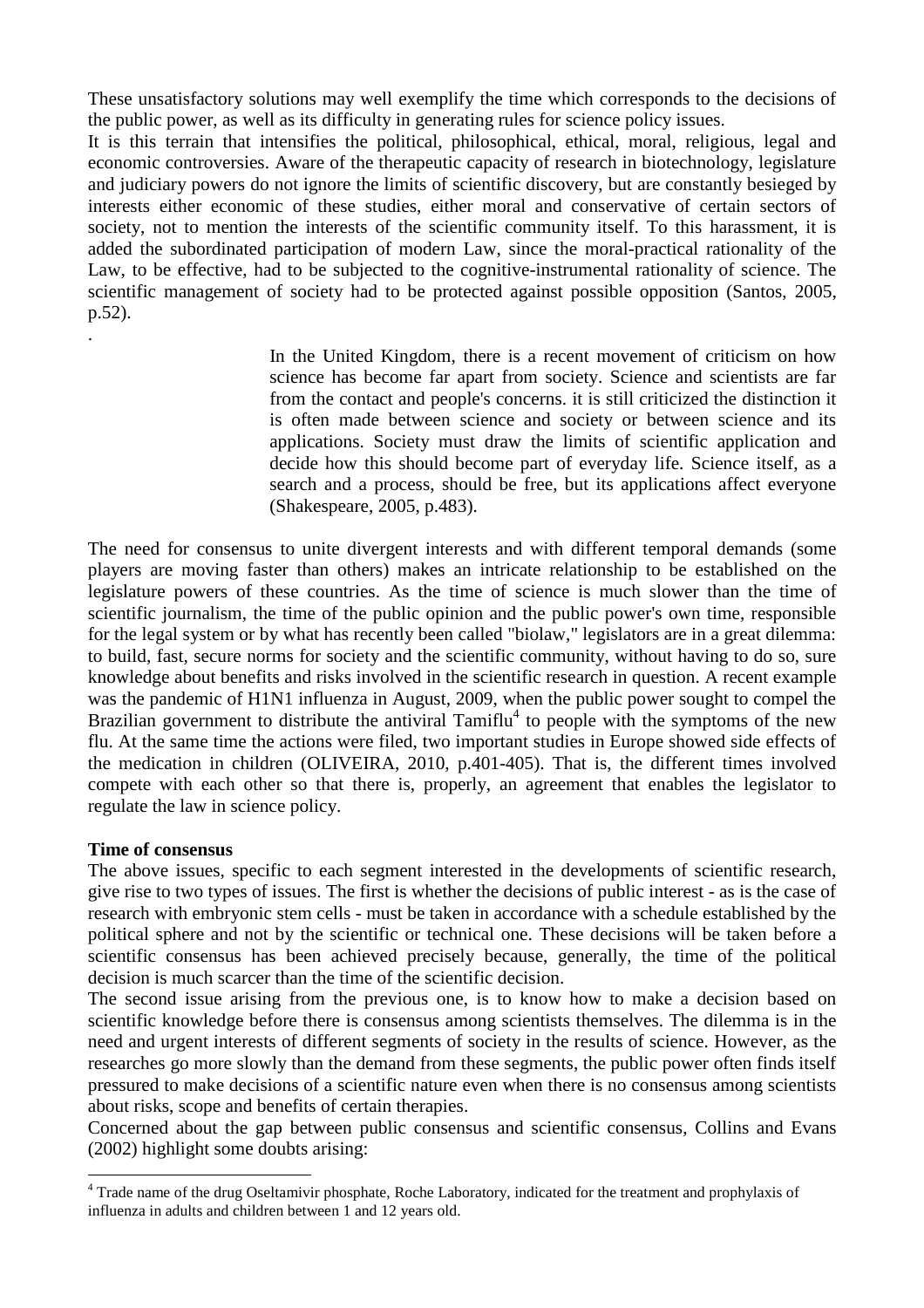These unsatisfactory solutions may well exemplify the time which corresponds to the decisions of the public power, as well as its difficulty in generating rules for science policy issues.

It is this terrain that intensifies the political, philosophical, ethical, moral, religious, legal and economic controversies. Aware of the therapeutic capacity of research in biotechnology, legislature and judiciary powers do not ignore the limits of scientific discovery, but are constantly besieged by interests either economic of these studies, either moral and conservative of certain sectors of society, not to mention the interests of the scientific community itself. To this harassment, it is added the subordinated participation of modern Law, since the moral-practical rationality of the Law, to be effective, had to be subjected to the cognitive-instrumental rationality of science. The scientific management of society had to be protected against possible opposition (Santos, 2005, p.52).

.

> In the United Kingdom, there is a recent movement of criticism on how science has become far apart from society. Science and scientists are far from the contact and people's concerns. it is still criticized the distinction it is often made between science and society or between science and its applications. Society must draw the limits of scientific application and decide how this should become part of everyday life. Science itself, as a search and a process, should be free, but its applications affect everyone (Shakespeare, 2005, p.483).

The need for consensus to unite divergent interests and with different temporal demands (some players are moving faster than others) makes an intricate relationship to be established on the legislature powers of these countries. As the time of science is much slower than the time of scientific journalism, the time of the public opinion and the public power's own time, responsible for the legal system or by what has recently been called "biolaw," legislators are in a great dilemma: to build, fast, secure norms for society and the scientific community, without having to do so, sure knowledge about benefits and risks involved in the scientific research in question. A recent example was the pandemic of H1N1 influenza in August, 2009, when the public power sought to compel the Brazilian government to distribute the antiviral Tamiflu[4] to people with the symptoms of the new flu. At the same time the actions were filed, two important studies in Europe showed side effects of the medication in children (OLIVEIRA, 2010, p.401-405). That is, the different times involved compete with each other so that there is, properly, an agreement that enables the legislator to regulate the law in science policy.

**Time of consensus**

The above issues, specific to each segment interested in the developments of scientific research, give rise to two types of issues. The first is whether the decisions of public interest - as is the case of research with embryonic stem cells - must be taken in accordance with a schedule established by the political sphere and not by the scientific or technical one. These decisions will be taken before a scientific consensus has been achieved precisely because, generally, the time of the political decision is much scarcer than the time of the scientific decision.

The second issue arising from the previous one, is to know how to make a decision based on scientific knowledge before there is consensus among scientists themselves. The dilemma is in the need and urgent interests of different segments of society in the results of science. However, as the researches go more slowly than the demand from these segments, the public power often finds itself pressured to make decisions of a scientific nature even when there is no consensus among scientists about risks, scope and benefits of certain therapies.

Concerned about the gap between public consensus and scientific consensus, Collins and Evans (2002) highlight some doubts arising:

---

[4] Trade name of the drug Oseltamivir phosphate, Roche Laboratory, indicated for the treatment and prophylaxis of influenza in adults and children between 1 and 12 years old.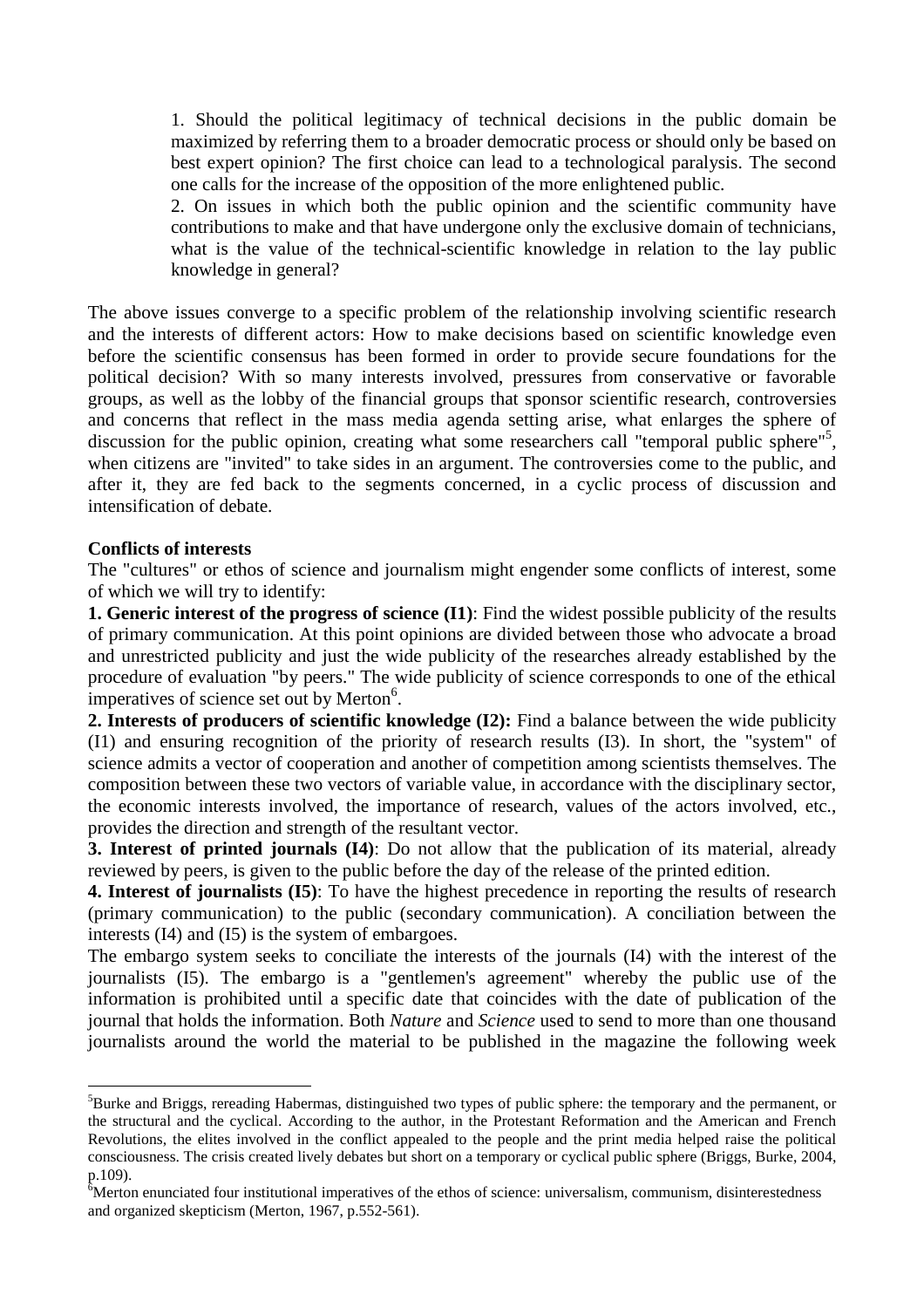1. Should the political legitimacy of technical decisions in the public domain be maximized by referring them to a broader democratic process or should only be based on best expert opinion? The first choice can lead to a technological paralysis. The second one calls for the increase of the opposition of the more enlightened public.

2. On issues in which both the public opinion and the scientific community have contributions to make and that have undergone only the exclusive domain of technicians, what is the value of the technical-scientific knowledge in relation to the lay public knowledge in general?

The above issues converge to a specific problem of the relationship involving scientific research and the interests of different actors: How to make decisions based on scientific knowledge even before the scientific consensus has been formed in order to provide secure foundations for the political decision? With so many interests involved, pressures from conservative or favorable groups, as well as the lobby of the financial groups that sponsor scientific research, controversies and concerns that reflect in the mass media agenda setting arise, what enlarges the sphere of discussion for the public opinion, creating what some researchers call "temporal public sphere"[5], when citizens are "invited" to take sides in an argument. The controversies come to the public, and after it, they are fed back to the segments concerned, in a cyclic process of discussion and intensification of debate.

**Conflicts of interests**

The "cultures" or ethos of science and journalism might engender some conflicts of interest, some of which we will try to identify:

**1. Generic interest of the progress of science (I1)**: Find the widest possible publicity of the results of primary communication. At this point opinions are divided between those who advocate a broad and unrestricted publicity and just the wide publicity of the researches already established by the procedure of evaluation "by peers." The wide publicity of science corresponds to one of the ethical imperatives of science set out by Merton[6].

**2. Interests of producers of scientific knowledge (I2):** Find a balance between the wide publicity (I1) and ensuring recognition of the priority of research results (I3). In short, the "system" of science admits a vector of cooperation and another of competition among scientists themselves. The composition between these two vectors of variable value, in accordance with the disciplinary sector, the economic interests involved, the importance of research, values of the actors involved, etc., provides the direction and strength of the resultant vector.

**3. Interest of printed journals (I4)**: Do not allow that the publication of its material, already reviewed by peers, is given to the public before the day of the release of the printed edition.

**4. Interest of journalists (I5)**: To have the highest precedence in reporting the results of research (primary communication) to the public (secondary communication). A conciliation between the interests (I4) and (I5) is the system of embargoes.

The embargo system seeks to conciliate the interests of the journals (I4) with the interest of the journalists (I5). The embargo is a "gentlemen's agreement" whereby the public use of the information is prohibited until a specific date that coincides with the date of publication of the journal that holds the information. Both *Nature* and *Science* used to send to more than one thousand journalists around the world the material to be published in the magazine the following week

[5] Burke and Briggs, rereading Habermas, distinguished two types of public sphere: the temporary and the permanent, or the structural and the cyclical. According to the author, in the Protestant Reformation and the American and French Revolutions, the elites involved in the conflict appealed to the people and the print media helped raise the political consciousness. The crisis created lively debates but short on a temporary or cyclical public sphere (Briggs, Burke, 2004, p.109).

[6] Merton enunciated four institutional imperatives of the ethos of science: universalism, communism, disinterestedness and organized skepticism (Merton, 1967, p.552-561).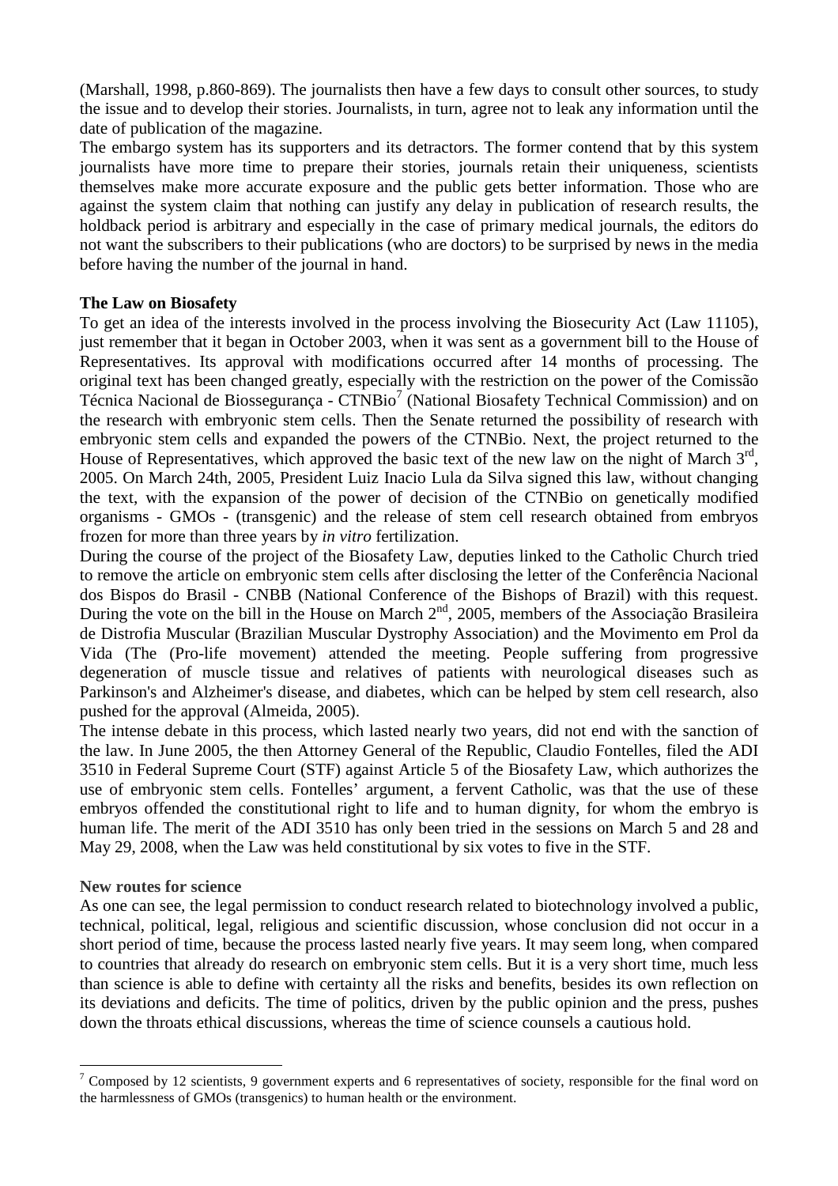(Marshall, 1998, p.860-869). The journalists then have a few days to consult other sources, to study the issue and to develop their stories. Journalists, in turn, agree not to leak any information until the date of publication of the magazine.

The embargo system has its supporters and its detractors. The former contend that by this system journalists have more time to prepare their stories, journals retain their uniqueness, scientists themselves make more accurate exposure and the public gets better information. Those who are against the system claim that nothing can justify any delay in publication of research results, the holdback period is arbitrary and especially in the case of primary medical journals, the editors do not want the subscribers to their publications (who are doctors) to be surprised by news in the media before having the number of the journal in hand.

**The Law on Biosafety**

To get an idea of the interests involved in the process involving the Biosecurity Act (Law 11105), just remember that it began in October 2003, when it was sent as a government bill to the House of Representatives. Its approval with modifications occurred after 14 months of processing. The original text has been changed greatly, especially with the restriction on the power of the Comissão Técnica Nacional de Biossegurança - CTNBio[7] (National Biosafety Technical Commission) and on the research with embryonic stem cells. Then the Senate returned the possibility of research with embryonic stem cells and expanded the powers of the CTNBio. Next, the project returned to the House of Representatives, which approved the basic text of the new law on the night of March 3rd, 2005. On March 24th, 2005, President Luiz Inacio Lula da Silva signed this law, without changing the text, with the expansion of the power of decision of the CTNBio on genetically modified organisms - GMOs - (transgenic) and the release of stem cell research obtained from embryos frozen for more than three years by *in vitro* fertilization.

During the course of the project of the Biosafety Law, deputies linked to the Catholic Church tried to remove the article on embryonic stem cells after disclosing the letter of the Conferência Nacional dos Bispos do Brasil - CNBB (National Conference of the Bishops of Brazil) with this request. During the vote on the bill in the House on March 2nd, 2005, members of the Associação Brasileira de Distrofia Muscular (Brazilian Muscular Dystrophy Association) and the Movimento em Prol da Vida (The (Pro-life movement) attended the meeting. People suffering from progressive degeneration of muscle tissue and relatives of patients with neurological diseases such as Parkinson's and Alzheimer's disease, and diabetes, which can be helped by stem cell research, also pushed for the approval (Almeida, 2005).

The intense debate in this process, which lasted nearly two years, did not end with the sanction of the law. In June 2005, the then Attorney General of the Republic, Claudio Fontelles, filed the ADI 3510 in Federal Supreme Court (STF) against Article 5 of the Biosafety Law, which authorizes the use of embryonic stem cells. Fontelles' argument, a fervent Catholic, was that the use of these embryos offended the constitutional right to life and to human dignity, for whom the embryo is human life. The merit of the ADI 3510 has only been tried in the sessions on March 5 and 28 and May 29, 2008, when the Law was held constitutional by six votes to five in the STF.

**New routes for science**

As one can see, the legal permission to conduct research related to biotechnology involved a public, technical, political, legal, religious and scientific discussion, whose conclusion did not occur in a short period of time, because the process lasted nearly five years. It may seem long, when compared to countries that already do research on embryonic stem cells. But it is a very short time, much less than science is able to define with certainty all the risks and benefits, besides its own reflection on its deviations and deficits. The time of politics, driven by the public opinion and the press, pushes down the throats ethical discussions, whereas the time of science counsels a cautious hold.

---

[7] Composed by 12 scientists, 9 government experts and 6 representatives of society, responsible for the final word on the harmlessness of GMOs (transgenics) to human health or the environment.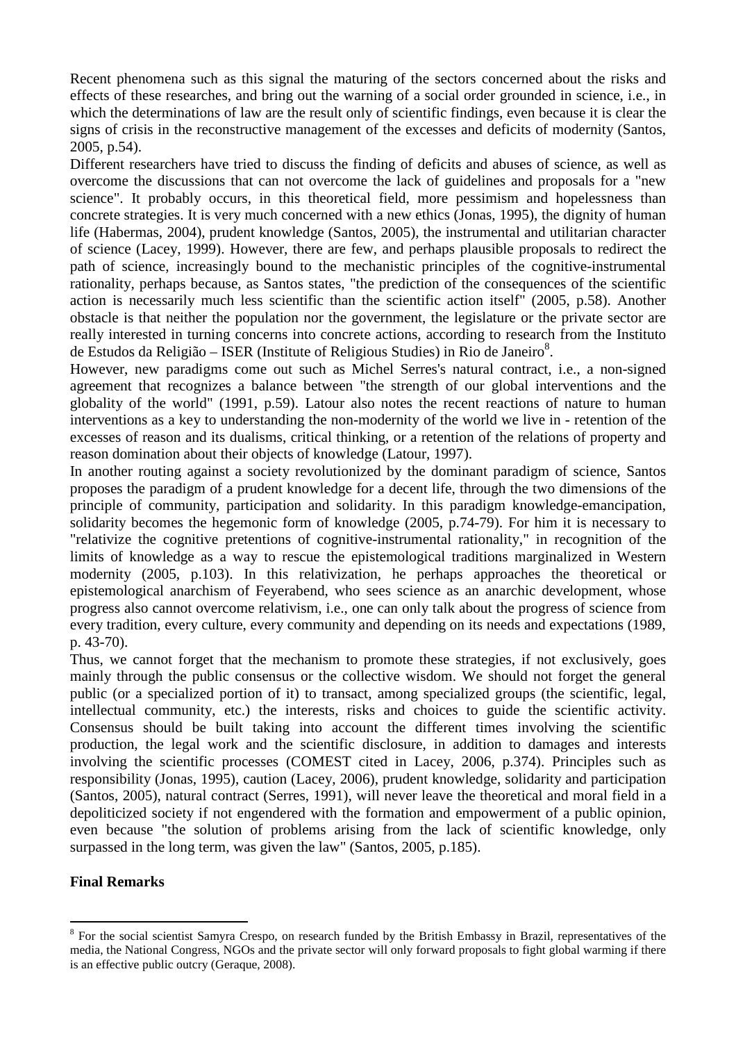Recent phenomena such as this signal the maturing of the sectors concerned about the risks and effects of these researches, and bring out the warning of a social order grounded in science, i.e., in which the determinations of law are the result only of scientific findings, even because it is clear the signs of crisis in the reconstructive management of the excesses and deficits of modernity (Santos, 2005, p.54).

Different researchers have tried to discuss the finding of deficits and abuses of science, as well as overcome the discussions that can not overcome the lack of guidelines and proposals for a "new science". It probably occurs, in this theoretical field, more pessimism and hopelessness than concrete strategies. It is very much concerned with a new ethics (Jonas, 1995), the dignity of human life (Habermas, 2004), prudent knowledge (Santos, 2005), the instrumental and utilitarian character of science (Lacey, 1999). However, there are few, and perhaps plausible proposals to redirect the path of science, increasingly bound to the mechanistic principles of the cognitive-instrumental rationality, perhaps because, as Santos states, "the prediction of the consequences of the scientific action is necessarily much less scientific than the scientific action itself" (2005, p.58). Another obstacle is that neither the population nor the government, the legislature or the private sector are really interested in turning concerns into concrete actions, according to research from the Instituto de Estudos da Religião – ISER (Institute of Religious Studies) in Rio de Janeiro[8].

However, new paradigms come out such as Michel Serres's natural contract, i.e., a non-signed agreement that recognizes a balance between "the strength of our global interventions and the globality of the world" (1991, p.59). Latour also notes the recent reactions of nature to human interventions as a key to understanding the non-modernity of the world we live in - retention of the excesses of reason and its dualisms, critical thinking, or a retention of the relations of property and reason domination about their objects of knowledge (Latour, 1997).

In another routing against a society revolutionized by the dominant paradigm of science, Santos proposes the paradigm of a prudent knowledge for a decent life, through the two dimensions of the principle of community, participation and solidarity. In this paradigm knowledge-emancipation, solidarity becomes the hegemonic form of knowledge (2005, p.74-79). For him it is necessary to "relativize the cognitive pretentions of cognitive-instrumental rationality," in recognition of the limits of knowledge as a way to rescue the epistemological traditions marginalized in Western modernity (2005, p.103). In this relativization, he perhaps approaches the theoretical or epistemological anarchism of Feyerabend, who sees science as an anarchic development, whose progress also cannot overcome relativism, i.e., one can only talk about the progress of science from every tradition, every culture, every community and depending on its needs and expectations (1989, p. 43-70).

Thus, we cannot forget that the mechanism to promote these strategies, if not exclusively, goes mainly through the public consensus or the collective wisdom. We should not forget the general public (or a specialized portion of it) to transact, among specialized groups (the scientific, legal, intellectual community, etc.) the interests, risks and choices to guide the scientific activity. Consensus should be built taking into account the different times involving the scientific production, the legal work and the scientific disclosure, in addition to damages and interests involving the scientific processes (COMEST cited in Lacey, 2006, p.374). Principles such as responsibility (Jonas, 1995), caution (Lacey, 2006), prudent knowledge, solidarity and participation (Santos, 2005), natural contract (Serres, 1991), will never leave the theoretical and moral field in a depoliticized society if not engendered with the formation and empowerment of a public opinion, even because "the solution of problems arising from the lack of scientific knowledge, only surpassed in the long term, was given the law" (Santos, 2005, p.185).

**Final Remarks**

[8] For the social scientist Samyra Crespo, on research funded by the British Embassy in Brazil, representatives of the media, the National Congress, NGOs and the private sector will only forward proposals to fight global warming if there is an effective public outcry (Geraque, 2008).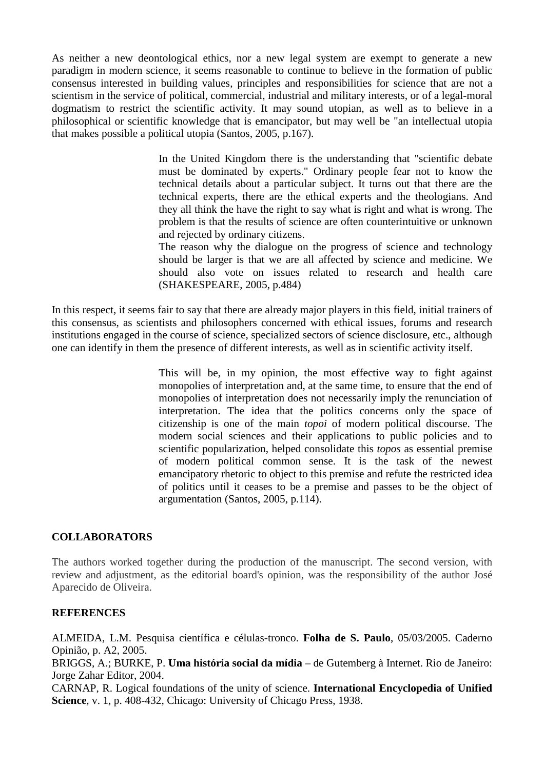As neither a new deontological ethics, nor a new legal system are exempt to generate a new paradigm in modern science, it seems reasonable to continue to believe in the formation of public consensus interested in building values, principles and responsibilities for science that are not a scientism in the service of political, commercial, industrial and military interests, or of a legal-moral dogmatism to restrict the scientific activity. It may sound utopian, as well as to believe in a philosophical or scientific knowledge that is emancipator, but may well be "an intellectual utopia that makes possible a political utopia (Santos, 2005, p.167).

> In the United Kingdom there is the understanding that "scientific debate must be dominated by experts." Ordinary people fear not to know the technical details about a particular subject. It turns out that there are the technical experts, there are the ethical experts and the theologians. And they all think the have the right to say what is right and what is wrong. The problem is that the results of science are often counterintuitive or unknown and rejected by ordinary citizens.
> The reason why the dialogue on the progress of science and technology should be larger is that we are all affected by science and medicine. We should also vote on issues related to research and health care (SHAKESPEARE, 2005, p.484)

In this respect, it seems fair to say that there are already major players in this field, initial trainers of this consensus, as scientists and philosophers concerned with ethical issues, forums and research institutions engaged in the course of science, specialized sectors of science disclosure, etc., although one can identify in them the presence of different interests, as well as in scientific activity itself.

> This will be, in my opinion, the most effective way to fight against monopolies of interpretation and, at the same time, to ensure that the end of monopolies of interpretation does not necessarily imply the renunciation of interpretation. The idea that the politics concerns only the space of citizenship is one of the main *topoi* of modern political discourse. The modern social sciences and their applications to public policies and to scientific popularization, helped consolidate this *topos* as essential premise of modern political common sense. It is the task of the newest emancipatory rhetoric to object to this premise and refute the restricted idea of politics until it ceases to be a premise and passes to be the object of argumentation (Santos, 2005, p.114).

## COLLABORATORS

The authors worked together during the production of the manuscript. The second version, with review and adjustment, as the editorial board's opinion, was the responsibility of the author José Aparecido de Oliveira.

## REFERENCES

ALMEIDA, L.M. Pesquisa científica e células-tronco. **Folha de S. Paulo**, 05/03/2005. Caderno Opinião, p. A2, 2005.

BRIGGS, A.; BURKE, P. **Uma história social da mídia** – de Gutemberg à Internet. Rio de Janeiro: Jorge Zahar Editor, 2004.

CARNAP, R. Logical foundations of the unity of science. **International Encyclopedia of Unified Science**, v. 1, p. 408-432, Chicago: University of Chicago Press, 1938.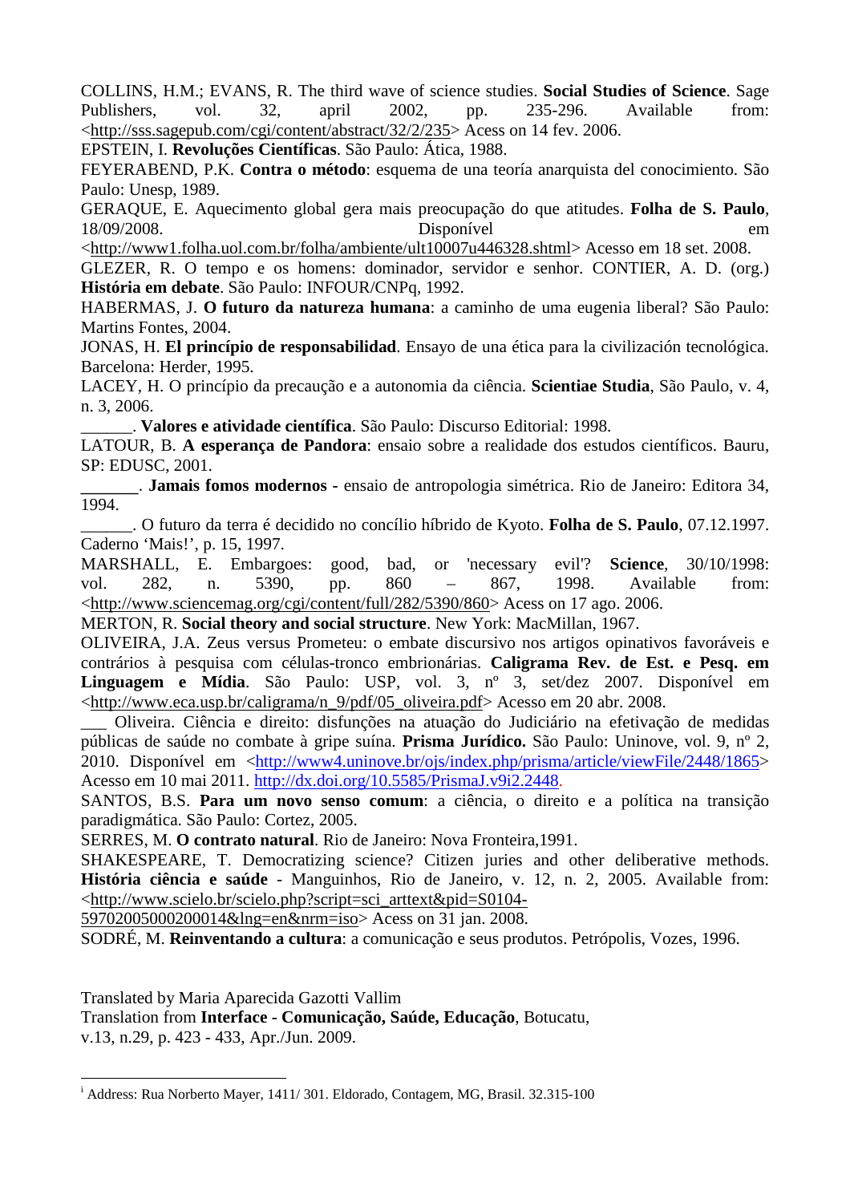COLLINS, H.M.; EVANS, R. The third wave of science studies. **Social Studies of Science**. Sage Publishers, vol. 32, april 2002, pp. 235-296. Available from: <http://sss.sagepub.com/cgi/content/abstract/32/2/235> Acess on 14 fev. 2006.

EPSTEIN, I. **Revoluções Científicas**. São Paulo: Ática, 1988.

FEYERABEND, P.K. **Contra o método**: esquema de una teoría anarquista del conocimiento. São Paulo: Unesp, 1989.

GERAQUE, E. Aquecimento global gera mais preocupação do que atitudes. **Folha de S. Paulo**, 18/09/2008. Disponível em <http://www1.folha.uol.com.br/folha/ambiente/ult10007u446328.shtml> Acesso em 18 set. 2008.

GLEZER, R. O tempo e os homens: dominador, servidor e senhor. CONTIER, A. D. (org.) **História em debate**. São Paulo: INFOUR/CNPq, 1992.

HABERMAS, J. **O futuro da natureza humana**: a caminho de uma eugenia liberal? São Paulo: Martins Fontes, 2004.

JONAS, H. **El princípio de responsabilidad**. Ensayo de una ética para la civilización tecnológica. Barcelona: Herder, 1995.

LACEY, H. O princípio da precaução e a autonomia da ciência. **Scientiae Studia**, São Paulo, v. 4, n. 3, 2006.

______. **Valores e atividade científica**. São Paulo: Discurso Editorial: 1998.

LATOUR, B. **A esperança de Pandora**: ensaio sobre a realidade dos estudos científicos. Bauru, SP: EDUSC, 2001.

_______. **Jamais fomos modernos** - ensaio de antropologia simétrica. Rio de Janeiro: Editora 34, 1994.

______. O futuro da terra é decidido no concílio híbrido de Kyoto. **Folha de S. Paulo**, 07.12.1997. Caderno 'Mais!', p. 15, 1997.

MARSHALL, E. Embargoes: good, bad, or 'necessary evil'? **Science**, 30/10/1998: vol. 282, n. 5390, pp. 860 – 867, 1998. Available from: <http://www.sciencemag.org/cgi/content/full/282/5390/860> Acess on 17 ago. 2006.

MERTON, R. **Social theory and social structure**. New York: MacMillan, 1967.

OLIVEIRA, J.A. Zeus versus Prometeu: o embate discursivo nos artigos opinativos favoráveis e contrários à pesquisa com células-tronco embrionárias. **Caligrama Rev. de Est. e Pesq. em Linguagem e Mídia**. São Paulo: USP, vol. 3, nº 3, set/dez 2007. Disponível em <http://www.eca.usp.br/caligrama/n_9/pdf/05_oliveira.pdf> Acesso em 20 abr. 2008.

___ Oliveira. Ciência e direito: disfunções na atuação do Judiciário na efetivação de medidas públicas de saúde no combate à gripe suína. **Prisma Jurídico.** São Paulo: Uninove, vol. 9, nº 2, 2010. Disponível em <http://www4.uninove.br/ojs/index.php/prisma/article/viewFile/2448/1865> Acesso em 10 mai 2011. http://dx.doi.org/10.5585/PrismaJ.v9i2.2448.

SANTOS, B.S. **Para um novo senso comum**: a ciência, o direito e a política na transição paradigmática. São Paulo: Cortez, 2005.

SERRES, M. **O contrato natural**. Rio de Janeiro: Nova Fronteira,1991.

SHAKESPEARE, T. Democratizing science? Citizen juries and other deliberative methods. **História ciência e saúde** - Manguinhos, Rio de Janeiro, v. 12, n. 2, 2005. Available from: <http://www.scielo.br/scielo.php?script=sci_arttext&pid=S0104-59702005000200014&lng=en&nrm=iso> Acess on 31 jan. 2008.

SODRÉ, M. **Reinventando a cultura**: a comunicação e seus produtos. Petrópolis, Vozes, 1996.

Translated by Maria Aparecida Gazotti Vallim
Translation from **Interface - Comunicação, Saúde, Educação**, Botucatu,
v.13, n.29, p. 423 - 433, Apr./Jun. 2009.

---

[i] Address: Rua Norberto Mayer, 1411/ 301. Eldorado, Contagem, MG, Brasil. 32.315-100